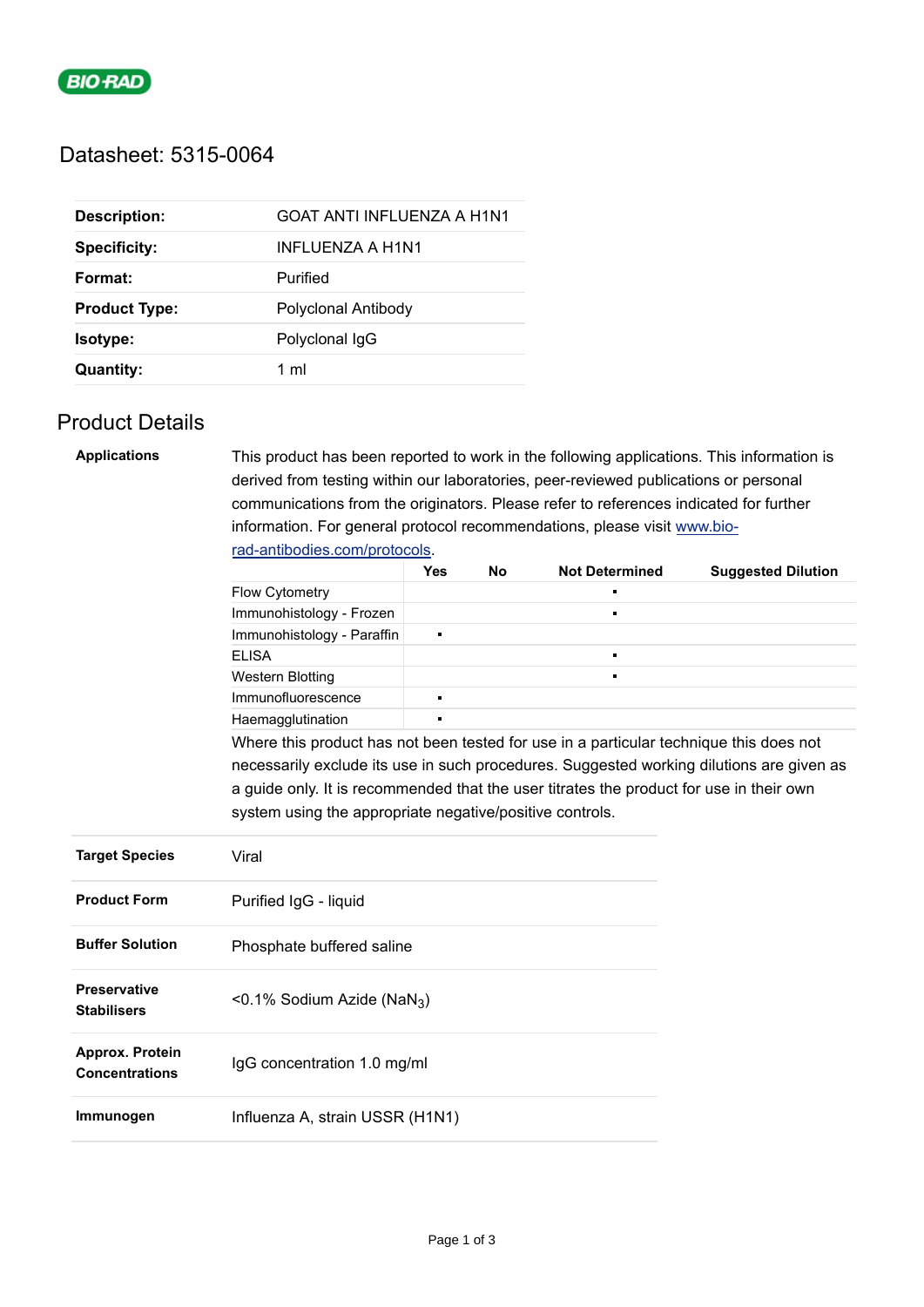BIO-RAD

# Datasheet: 5315-0064

| | |
|---|---|
| **Description:** | GOAT ANTI INFLUENZA A H1N1 |
| **Specificity:** | INFLUENZA A H1N1 |
| **Format:** | Purified |
| **Product Type:** | Polyclonal Antibody |
| **Isotype:** | Polyclonal IgG |
| **Quantity:** | 1 ml |

## Product Details

**Applications**

This product has been reported to work in the following applications. This information is derived from testing within our laboratories, peer-reviewed publications or personal communications from the originators. Please refer to references indicated for further information. For general protocol recommendations, please visit [www.bio-rad-antibodies.com/protocols](www.bio-rad-antibodies.com/protocols).

| | Yes | No | Not Determined | Suggested Dilution |
|---|---|---|---|---|
| Flow Cytometry | | | ▪ | |
| Immunohistology - Frozen | | | ▪ | |
| Immunohistology - Paraffin | ▪ | | | |
| ELISA | | | ▪ | |
| Western Blotting | | | ▪ | |
| Immunofluorescence | ▪ | | | |
| Haemagglutination | ▪ | | | |

Where this product has not been tested for use in a particular technique this does not necessarily exclude its use in such procedures. Suggested working dilutions are given as a guide only. It is recommended that the user titrates the product for use in their own system using the appropriate negative/positive controls.

| | |
|---|---|
| **Target Species** | Viral |
| **Product Form** | Purified IgG - liquid |
| **Buffer Solution** | Phosphate buffered saline |
| **Preservative Stabilisers** | <0.1% Sodium Azide ($NaN_3$) |
| **Approx. Protein Concentrations** | IgG concentration 1.0 mg/ml |
| **Immunogen** | Influenza A, strain USSR (H1N1) |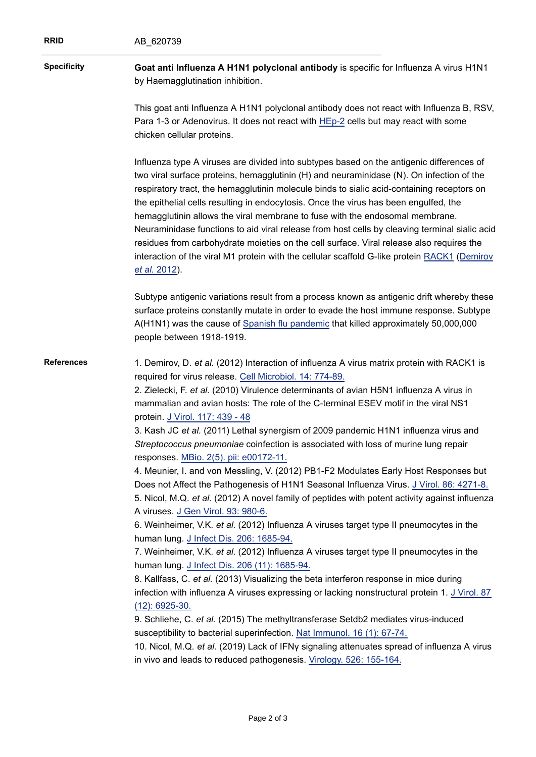**RRID** AB_620739

**Specificity**

**Goat anti Influenza A H1N1 polyclonal antibody** is specific for Influenza A virus H1N1 by Haemagglutination inhibition.

This goat anti Influenza A H1N1 polyclonal antibody does not react with Influenza B, RSV, Para 1-3 or Adenovirus. It does not react with HEp-2 cells but may react with some chicken cellular proteins.

Influenza type A viruses are divided into subtypes based on the antigenic differences of two viral surface proteins, hemagglutinin (H) and neuraminidase (N). On infection of the respiratory tract, the hemagglutinin molecule binds to sialic acid-containing receptors on the epithelial cells resulting in endocytosis. Once the virus has been engulfed, the hemagglutinin allows the viral membrane to fuse with the endosomal membrane. Neuraminidase functions to aid viral release from host cells by cleaving terminal sialic acid residues from carbohydrate moieties on the cell surface. Viral release also requires the interaction of the viral M1 protein with the cellular scaffold G-like protein RACK1 (Demirov *et al.* 2012).

Subtype antigenic variations result from a process known as antigenic drift whereby these surface proteins constantly mutate in order to evade the host immune response. Subtype A(H1N1) was the cause of Spanish flu pandemic that killed approximately 50,000,000 people between 1918-1919.

**References**

1. Demirov, D. *et al.* (2012) Interaction of influenza A virus matrix protein with RACK1 is required for virus release. Cell Microbiol. 14: 774-89.
2. Zielecki, F. *et al.* (2010) Virulence determinants of avian H5N1 influenza A virus in mammalian and avian hosts: The role of the C-terminal ESEV motif in the viral NS1 protein. J Virol. 117: 439 - 48
3. Kash JC *et al.* (2011) Lethal synergism of 2009 pandemic H1N1 influenza virus and *Streptococcus pneumoniae* coinfection is associated with loss of murine lung repair responses. MBio. 2(5). pii: e00172-11.
4. Meunier, I. and von Messling, V. (2012) PB1-F2 Modulates Early Host Responses but Does not Affect the Pathogenesis of H1N1 Seasonal Influenza Virus. J Virol. 86: 4271-8.
5. Nicol, M.Q. *et al.* (2012) A novel family of peptides with potent activity against influenza A viruses. J Gen Virol. 93: 980-6.
6. Weinheimer, V.K. *et al.* (2012) Influenza A viruses target type II pneumocytes in the human lung. J Infect Dis. 206: 1685-94.
7. Weinheimer, V.K. *et al.* (2012) Influenza A viruses target type II pneumocytes in the human lung. J Infect Dis. 206 (11): 1685-94.
8. Kallfass, C. *et al.* (2013) Visualizing the beta interferon response in mice during infection with influenza A viruses expressing or lacking nonstructural protein 1. J Virol. 87 (12): 6925-30.
9. Schliehe, C. *et al.* (2015) The methyltransferase Setdb2 mediates virus-induced susceptibility to bacterial superinfection. Nat Immunol. 16 (1): 67-74.
10. Nicol, M.Q. *et al.* (2019) Lack of IFNγ signaling attenuates spread of influenza A virus in vivo and leads to reduced pathogenesis. Virology. 526: 155-164.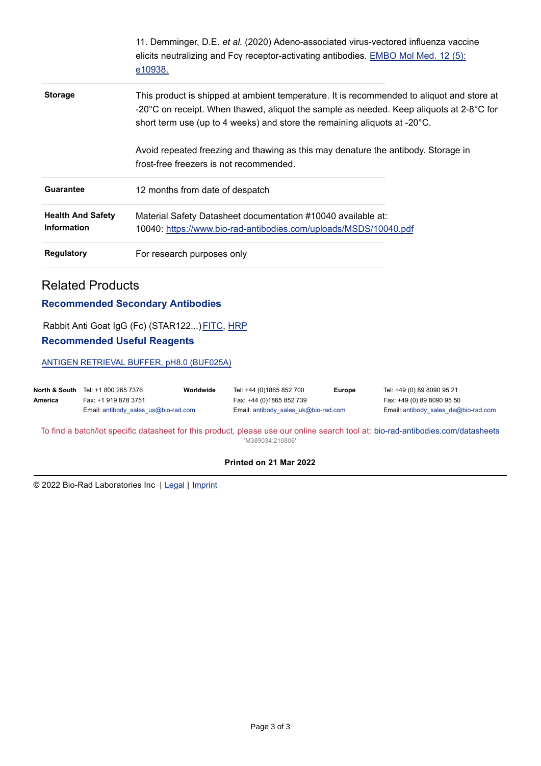11. Demminger, D.E. *et al.* (2020) Adeno-associated virus-vectored influenza vaccine elicits neutralizing and Fcγ receptor-activating antibodies. EMBO Mol Med. 12 (5): e10938.

| | |
|---|---|
| **Storage** | This product is shipped at ambient temperature. It is recommended to aliquot and store at -20°C on receipt. When thawed, aliquot the sample as needed. Keep aliquots at 2-8°C for short term use (up to 4 weeks) and store the remaining aliquots at -20°C.<br><br>Avoid repeated freezing and thawing as this may denature the antibody. Storage in frost-free freezers is not recommended. |
| **Guarantee** | 12 months from date of despatch |
| **Health And Safety Information** | Material Safety Datasheet documentation #10040 available at:<br>10040: https://www.bio-rad-antibodies.com/uploads/MSDS/10040.pdf |
| **Regulatory** | For research purposes only |

## Related Products

### Recommended Secondary Antibodies

Rabbit Anti Goat IgG (Fc) (STAR122...) FITC, HRP

### Recommended Useful Reagents

ANTIGEN RETRIEVAL BUFFER, pH8.0 (BUF025A)

| | | | | | |
|---|---|---|---|---|---|
| **North & South America** | Tel: +1 800 265 7376<br>Fax: +1 919 878 3751<br>Email: antibody_sales_us@bio-rad.com | **Worldwide** | Tel: +44 (0)1865 852 700<br>Fax: +44 (0)1865 852 739<br>Email: antibody_sales_uk@bio-rad.com | **Europe** | Tel: +49 (0) 89 8090 95 21<br>Fax: +49 (0) 89 8090 95 50<br>Email: antibody_sales_de@bio-rad.com |

To find a batch/lot specific datasheet for this product, please use our online search tool at: bio-rad-antibodies.com/datasheets

'M389034:210806'

**Printed on 21 Mar 2022**

© 2022 Bio-Rad Laboratories Inc | Legal | Imprint